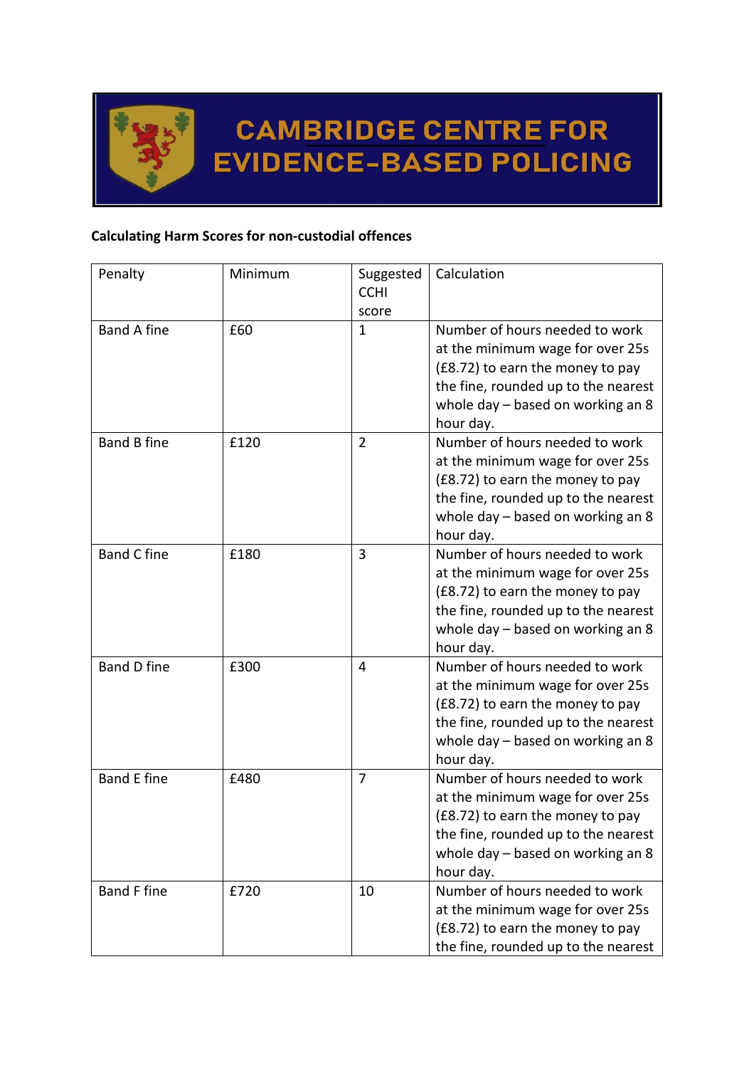# CAMBRIDGE CENTRE FOR EVIDENCE-BASED POLICING

**Calculating Harm Scores for non-custodial offences**

| Penalty | Minimum | Suggested CCHI score | Calculation |
|---|---|---|---|
| Band A fine | £60 | 1 | Number of hours needed to work at the minimum wage for over 25s (£8.72) to earn the money to pay the fine, rounded up to the nearest whole day – based on working an 8 hour day. |
| Band B fine | £120 | 2 | Number of hours needed to work at the minimum wage for over 25s (£8.72) to earn the money to pay the fine, rounded up to the nearest whole day – based on working an 8 hour day. |
| Band C fine | £180 | 3 | Number of hours needed to work at the minimum wage for over 25s (£8.72) to earn the money to pay the fine, rounded up to the nearest whole day – based on working an 8 hour day. |
| Band D fine | £300 | 4 | Number of hours needed to work at the minimum wage for over 25s (£8.72) to earn the money to pay the fine, rounded up to the nearest whole day – based on working an 8 hour day. |
| Band E fine | £480 | 7 | Number of hours needed to work at the minimum wage for over 25s (£8.72) to earn the money to pay the fine, rounded up to the nearest whole day – based on working an 8 hour day. |
| Band F fine | £720 | 10 | Number of hours needed to work at the minimum wage for over 25s (£8.72) to earn the money to pay the fine, rounded up to the nearest |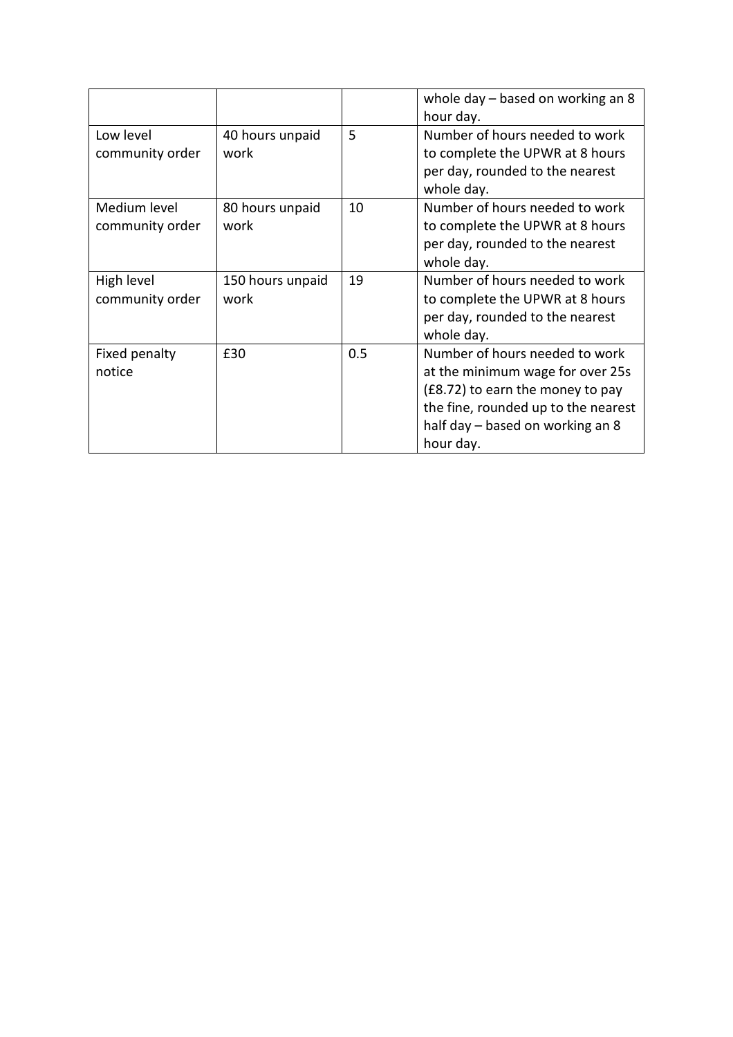| | | | |
|---|---|---|---|
| | | | whole day – based on working an 8 hour day. |
| Low level community order | 40 hours unpaid work | 5 | Number of hours needed to work to complete the UPWR at 8 hours per day, rounded to the nearest whole day. |
| Medium level community order | 80 hours unpaid work | 10 | Number of hours needed to work to complete the UPWR at 8 hours per day, rounded to the nearest whole day. |
| High level community order | 150 hours unpaid work | 19 | Number of hours needed to work to complete the UPWR at 8 hours per day, rounded to the nearest whole day. |
| Fixed penalty notice | £30 | 0.5 | Number of hours needed to work at the minimum wage for over 25s (£8.72) to earn the money to pay the fine, rounded up to the nearest half day – based on working an 8 hour day. |